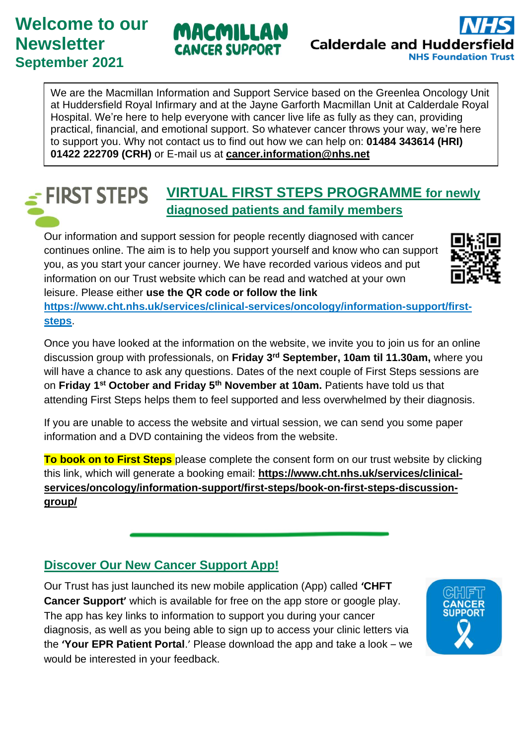# Welcome to our Newsletter
## September 2021

MACMILLAN CANCER SUPPORT

NHS Calderdale and Huddersfield NHS Foundation Trust

We are the Macmillan Information and Support Service based on the Greenlea Oncology Unit at Huddersfield Royal Infirmary and at the Jayne Garforth Macmillan Unit at Calderdale Royal Hospital. We're here to help everyone with cancer live life as fully as they can, providing practical, financial, and emotional support. So whatever cancer throws your way, we're here to support you. Why not contact us to find out how we can help on: **01484 343614 (HRI) 01422 222709 (CRH)** or E-mail us at **cancer.information@nhs.net**

FIRST STEPS

## VIRTUAL FIRST STEPS PROGRAMME for newly diagnosed patients and family members

Our information and support session for people recently diagnosed with cancer continues online. The aim is to help you support yourself and know who can support you, as you start your cancer journey. We have recorded various videos and put information on our Trust website which can be read and watched at your own leisure. Please either **use the QR code or follow the link** https://www.cht.nhs.uk/services/clinical-services/oncology/information-support/first-steps.

Once you have looked at the information on the website, we invite you to join us for an online discussion group with professionals, on **Friday 3rd September, 10am til 11.30am,** where you will have a chance to ask any questions. Dates of the next couple of First Steps sessions are on **Friday 1st October and Friday 5th November at 10am.** Patients have told us that attending First Steps helps them to feel supported and less overwhelmed by their diagnosis.

If you are unable to access the website and virtual session, we can send you some paper information and a DVD containing the videos from the website.

**To book on to First Steps** please complete the consent form on our trust website by clicking this link, which will generate a booking email: **https://www.cht.nhs.uk/services/clinical-services/oncology/information-support/first-steps/book-on-first-steps-discussion-group/**

## Discover Our New Cancer Support App!

Our Trust has just launched its new mobile application (App) called **'CHFT Cancer Support'** which is available for free on the app store or google play. The app has key links to information to support you during your cancer diagnosis, as well as you being able to sign up to access your clinic letters via the **'Your EPR Patient Portal**.' Please download the app and take a look – we would be interested in your feedback.

CHFT CANCER SUPPORT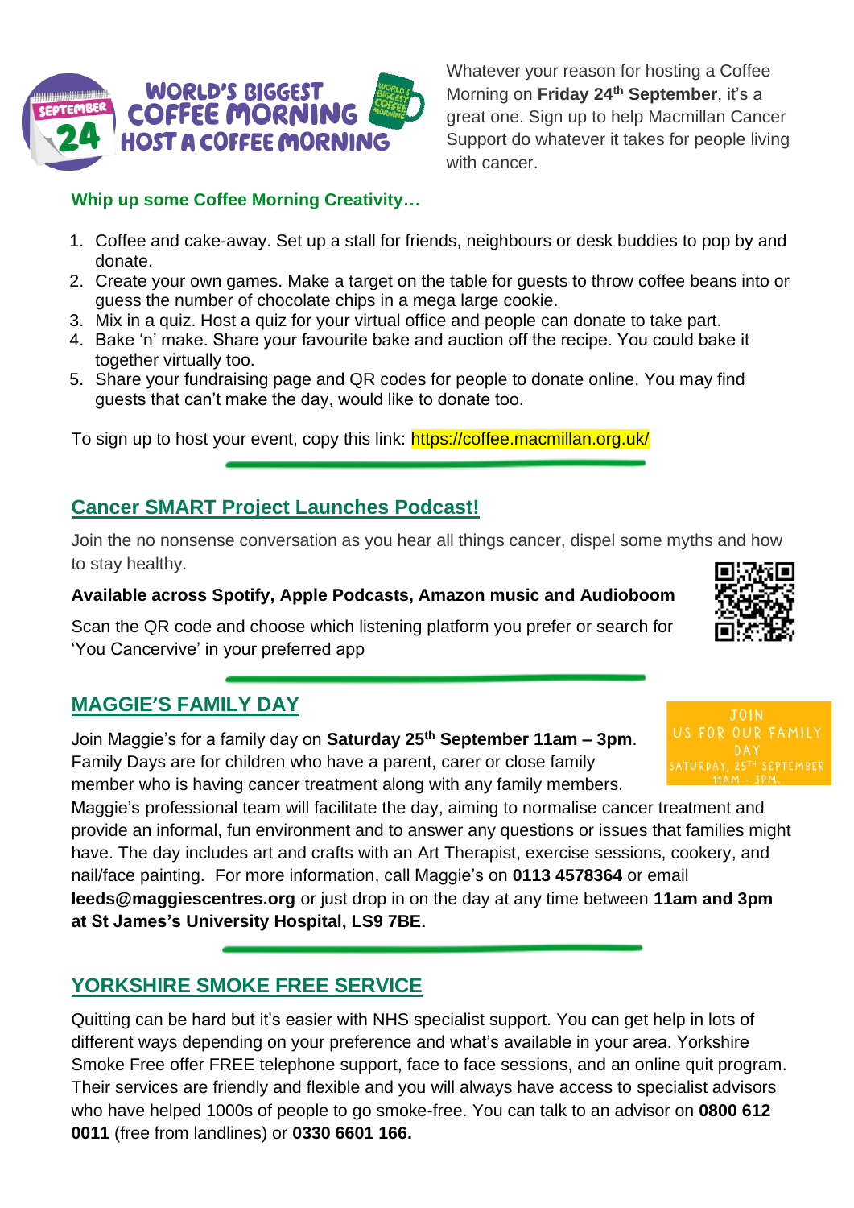**WORLD'S BIGGEST COFFEE MORNING**
**HOST A COFFEE MORNING**

Whatever your reason for hosting a Coffee Morning on **Friday 24th September**, it's a great one. Sign up to help Macmillan Cancer Support do whatever it takes for people living with cancer.

**Whip up some Coffee Morning Creativity…**

1. Coffee and cake-away. Set up a stall for friends, neighbours or desk buddies to pop by and donate.
2. Create your own games. Make a target on the table for guests to throw coffee beans into or guess the number of chocolate chips in a mega large cookie.
3. Mix in a quiz. Host a quiz for your virtual office and people can donate to take part.
4. Bake 'n' make. Share your favourite bake and auction off the recipe. You could bake it together virtually too.
5. Share your fundraising page and QR codes for people to donate online. You may find guests that can't make the day, would like to donate too.

To sign up to host your event, copy this link: https://coffee.macmillan.org.uk/

## Cancer SMART Project Launches Podcast!

Join the no nonsense conversation as you hear all things cancer, dispel some myths and how to stay healthy.

**Available across Spotify, Apple Podcasts, Amazon music and Audioboom**

Scan the QR code and choose which listening platform you prefer or search for 'You Cancervive' in your preferred app

## MAGGIE'S FAMILY DAY

Join Maggie's for a family day on **Saturday 25th September 11am – 3pm**. Family Days are for children who have a parent, carer or close family member who is having cancer treatment along with any family members. Maggie's professional team will facilitate the day, aiming to normalise cancer treatment and provide an informal, fun environment and to answer any questions or issues that families might have. The day includes art and crafts with an Art Therapist, exercise sessions, cookery, and nail/face painting. For more information, call Maggie's on **0113 4578364** or email **leeds@maggiescentres.org** or just drop in on the day at any time between **11am and 3pm at St James's University Hospital, LS9 7BE.**

JOIN US FOR OUR FAMILY DAY
SATURDAY, 25TH SEPTEMBER
11AM - 3PM.

## YORKSHIRE SMOKE FREE SERVICE

Quitting can be hard but it's easier with NHS specialist support. You can get help in lots of different ways depending on your preference and what's available in your area. Yorkshire Smoke Free offer FREE telephone support, face to face sessions, and an online quit program. Their services are friendly and flexible and you will always have access to specialist advisors who have helped 1000s of people to go smoke-free. You can talk to an advisor on **0800 612 0011** (free from landlines) or **0330 6601 166.**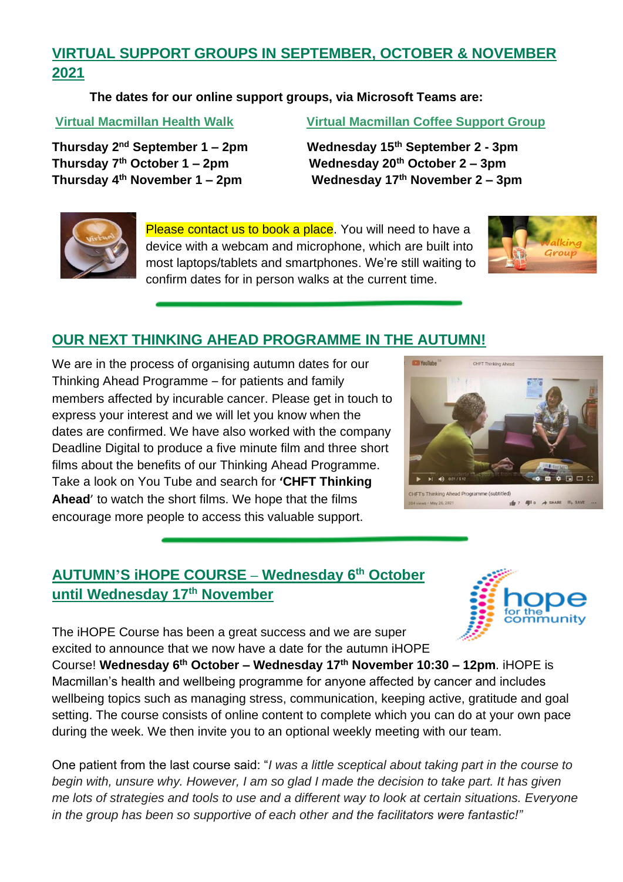## VIRTUAL SUPPORT GROUPS IN SEPTEMBER, OCTOBER & NOVEMBER 2021

**The dates for our online support groups, via Microsoft Teams are:**

### Virtual Macmillan Health Walk

**Thursday 2nd September 1 – 2pm**
**Thursday 7th October 1 – 2pm**
**Thursday 4th November 1 – 2pm**

### Virtual Macmillan Coffee Support Group

**Wednesday 15th September 2 - 3pm**
**Wednesday 20th October 2 – 3pm**
**Wednesday 17th November 2 – 3pm**

Please contact us to book a place. You will need to have a device with a webcam and microphone, which are built into most laptops/tablets and smartphones. We're still waiting to confirm dates for in person walks at the current time.

## OUR NEXT THINKING AHEAD PROGRAMME IN THE AUTUMN!

We are in the process of organising autumn dates for our Thinking Ahead Programme – for patients and family members affected by incurable cancer. Please get in touch to express your interest and we will let you know when the dates are confirmed. We have also worked with the company Deadline Digital to produce a five minute film and three short films about the benefits of our Thinking Ahead Programme. Take a look on You Tube and search for **'CHFT Thinking Ahead'** to watch the short films. We hope that the films encourage more people to access this valuable support.

## AUTUMN'S iHOPE COURSE – Wednesday 6th October until Wednesday 17th November

The iHOPE Course has been a great success and we are super excited to announce that we now have a date for the autumn iHOPE Course! **Wednesday 6th October – Wednesday 17th November 10:30 – 12pm**. iHOPE is Macmillan's health and wellbeing programme for anyone affected by cancer and includes wellbeing topics such as managing stress, communication, keeping active, gratitude and goal setting. The course consists of online content to complete which you can do at your own pace during the week. We then invite you to an optional weekly meeting with our team.

One patient from the last course said: "*I was a little sceptical about taking part in the course to begin with, unsure why. However, I am so glad I made the decision to take part. It has given me lots of strategies and tools to use and a different way to look at certain situations. Everyone in the group has been so supportive of each other and the facilitators were fantastic!"*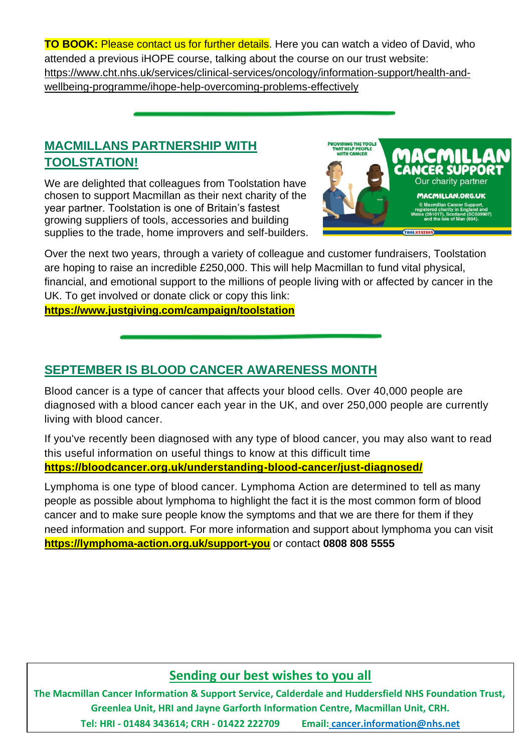**TO BOOK:** Please contact us for further details. Here you can watch a video of David, who attended a previous iHOPE course, talking about the course on our trust website: https://www.cht.nhs.uk/services/clinical-services/oncology/information-support/health-and-wellbeing-programme/ihope-help-overcoming-problems-effectively

## MACMILLANS PARTNERSHIP WITH TOOLSTATION!

We are delighted that colleagues from Toolstation have chosen to support Macmillan as their next charity of the year partner. Toolstation is one of Britain's fastest growing suppliers of tools, accessories and building supplies to the trade, home improvers and self-builders.

Over the next two years, through a variety of colleague and customer fundraisers, Toolstation are hoping to raise an incredible £250,000. This will help Macmillan to fund vital physical, financial, and emotional support to the millions of people living with or affected by cancer in the UK. To get involved or donate click or copy this link:
**https://www.justgiving.com/campaign/toolstation**

## SEPTEMBER IS BLOOD CANCER AWARENESS MONTH

Blood cancer is a type of cancer that affects your blood cells. Over 40,000 people are diagnosed with a blood cancer each year in the UK, and over 250,000 people are currently living with blood cancer.

If you've recently been diagnosed with any type of blood cancer, you may also want to read this useful information on useful things to know at this difficult time
**https://bloodcancer.org.uk/understanding-blood-cancer/just-diagnosed/**

Lymphoma is one type of blood cancer. Lymphoma Action are determined to tell as many people as possible about lymphoma to highlight the fact it is the most common form of blood cancer and to make sure people know the symptoms and that we are there for them if they need information and support. For more information and support about lymphoma you can visit **https://lymphoma-action.org.uk/support-you** or contact **0808 808 5555**

## Sending our best wishes to you all

**The Macmillan Cancer Information & Support Service, Calderdale and Huddersfield NHS Foundation Trust, Greenlea Unit, HRI and Jayne Garforth Information Centre, Macmillan Unit, CRH.**

**Tel: HRI - 01484 343614; CRH - 01422 222709 Email: cancer.information@nhs.net**